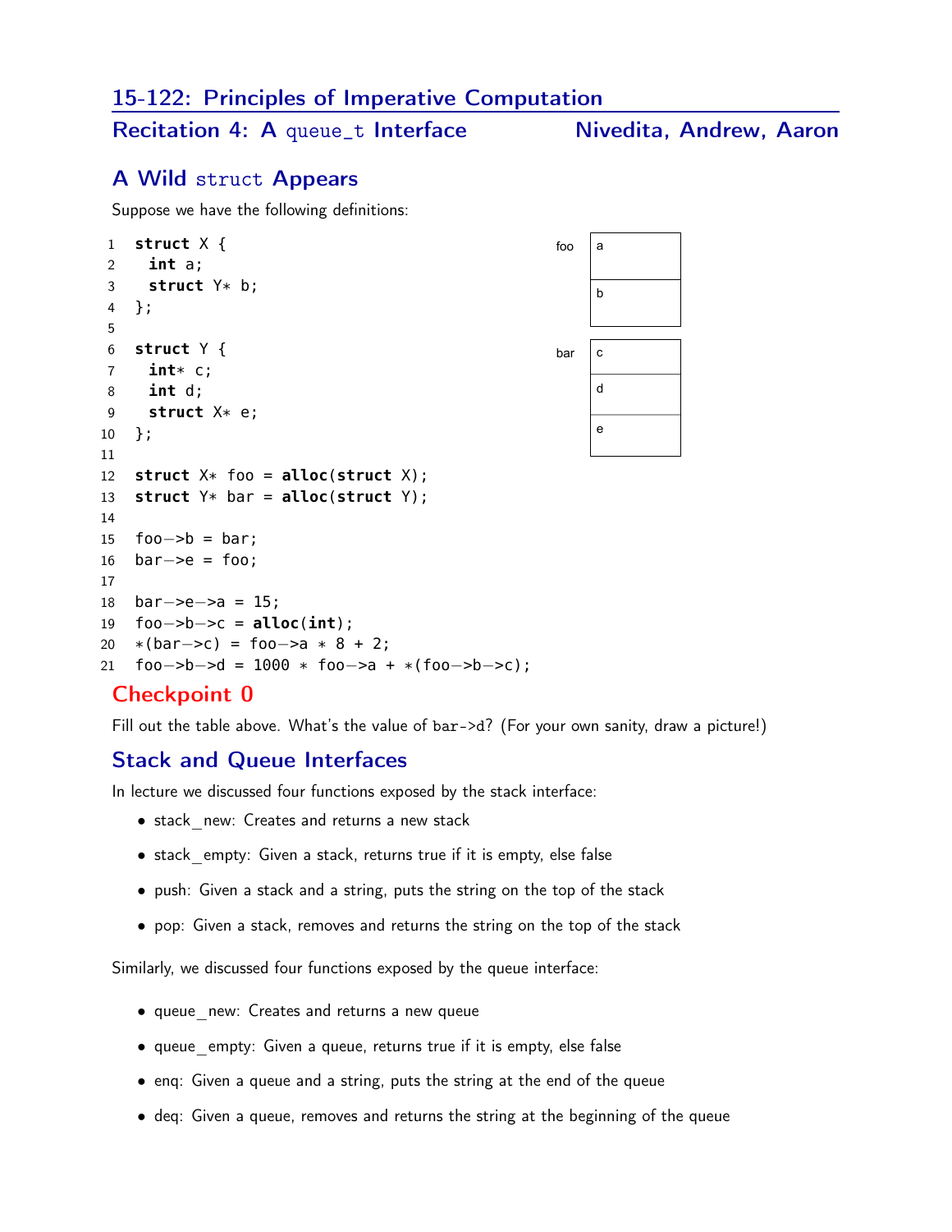# 15-122: Principles of Imperative Computation

## Recitation 4: A queue_t Interface — Nivedita, Andrew, Aaron

## A Wild struct Appears

Suppose we have the following definitions:

```
1  struct X {
2    int a;
3    struct Y* b;
4  };
5
6  struct Y {
7    int* c;
8    int d;
9    struct X* e;
10 };
11
12 struct X* foo = alloc(struct X);
13 struct Y* bar = alloc(struct Y);
14
15 foo->b = bar;
16 bar->e = foo;
17
18 bar->e->a = 15;
19 foo->b->c = alloc(int);
20 *(bar->c) = foo->a * 8 + 2;
21 foo->b->d = 1000 * foo->a + *(foo->b->c);
```

| foo | |
|---|---|
| a | |
| b | |

| bar | |
|---|---|
| c | |
| d | |
| e | |

## Checkpoint 0

Fill out the table above. What's the value of bar->d? (For your own sanity, draw a picture!)

## Stack and Queue Interfaces

In lecture we discussed four functions exposed by the stack interface:

- stack_new: Creates and returns a new stack
- stack_empty: Given a stack, returns true if it is empty, else false
- push: Given a stack and a string, puts the string on the top of the stack
- pop: Given a stack, removes and returns the string on the top of the stack

Similarly, we discussed four functions exposed by the queue interface:

- queue_new: Creates and returns a new queue
- queue_empty: Given a queue, returns true if it is empty, else false
- enq: Given a queue and a string, puts the string at the end of the queue
- deq: Given a queue, removes and returns the string at the beginning of the queue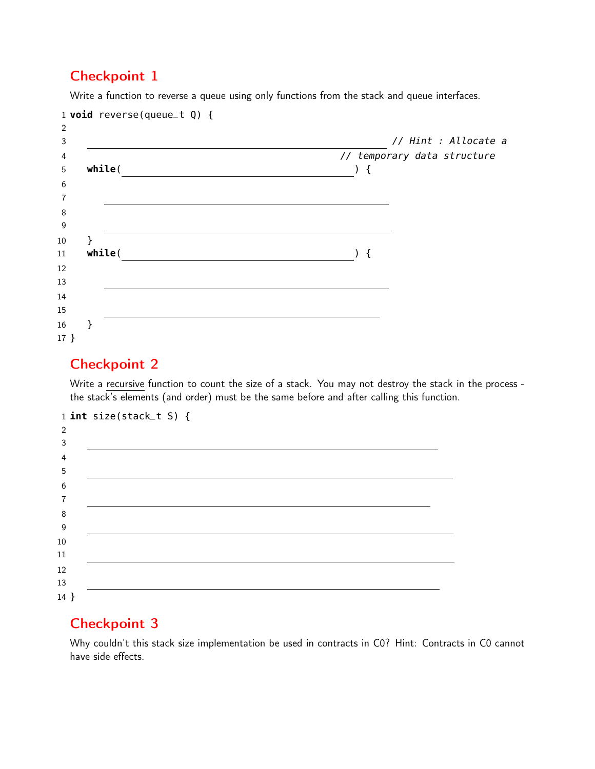## Checkpoint 1

Write a function to reverse a queue using only functions from the stack and queue interfaces.

```
1  void reverse(queue_t Q) {
2
3      ____________________________________  // Hint : Allocate a
4                                            // temporary data structure
5      while(____________________________) {
6
7          ____________________________________
8
9          ____________________________________
10     }
11     while(____________________________) {
12
13         ____________________________________
14
15         ____________________________________
16     }
17 }
```

## Checkpoint 2

Write a recursive function to count the size of a stack. You may not destroy the stack in the process - the stack's elements (and order) must be the same before and after calling this function.

```
1  int size(stack_t S) {
2
3      ________________________________________
4
5      ________________________________________
6
7      ________________________________________
8
9      ________________________________________
10
11     ________________________________________
12
13     ________________________________________
14 }
```

## Checkpoint 3

Why couldn't this stack size implementation be used in contracts in C0? Hint: Contracts in C0 cannot have side effects.